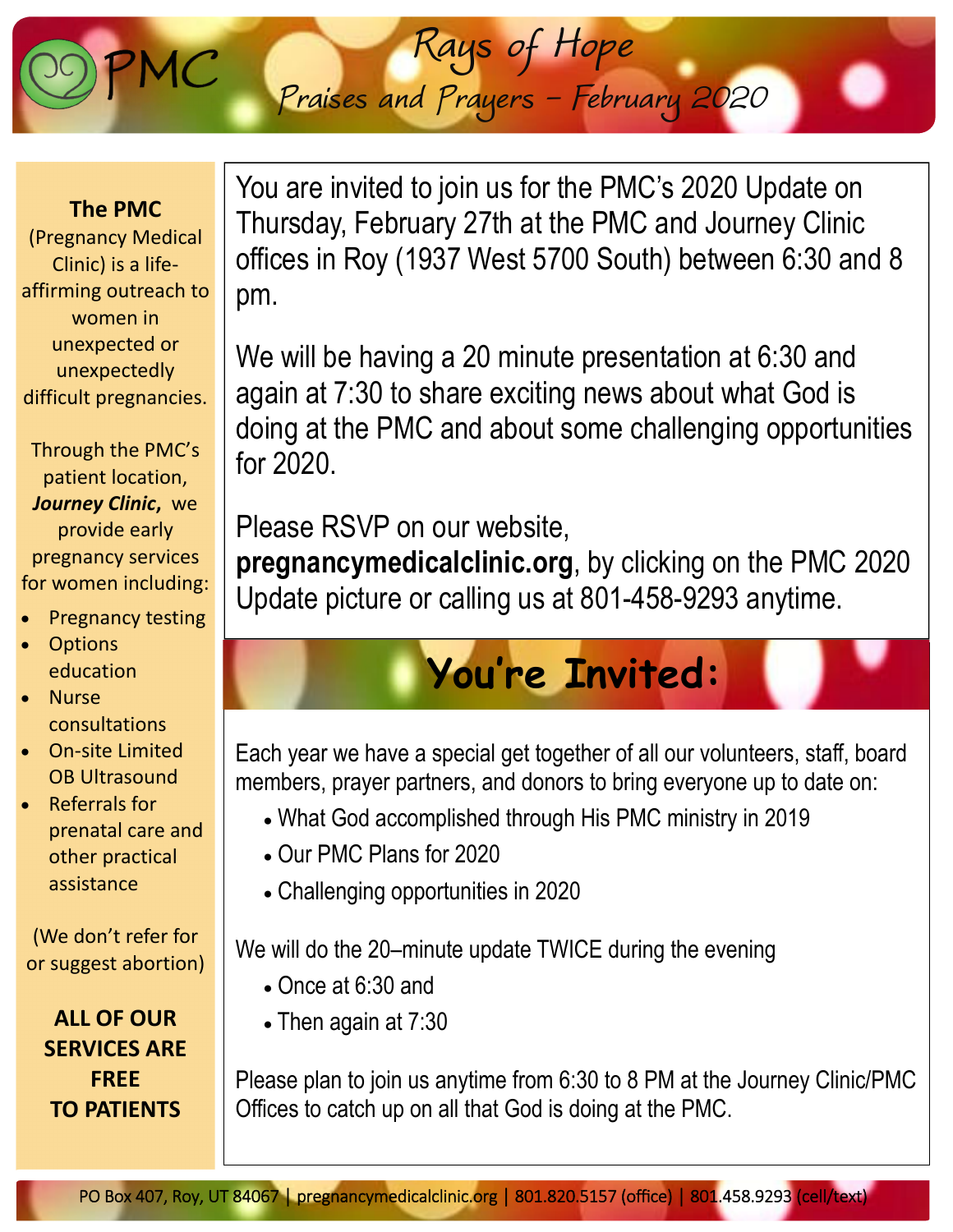# PMC

## Rays of Hope

### Praises and Prayers – February 2020

**The PMC**
(Pregnancy Medical Clinic) is a life-affirming outreach to women in unexpected or unexpectedly difficult pregnancies.

Through the PMC's patient location, ***Journey Clinic***, we provide early pregnancy services for women including:

- Pregnancy testing
- Options education
- Nurse consultations
- On-site Limited OB Ultrasound
- Referrals for prenatal care and other practical assistance

(We don't refer for or suggest abortion)

**ALL OF OUR SERVICES ARE FREE TO PATIENTS**

You are invited to join us for the PMC's 2020 Update on Thursday, February 27th at the PMC and Journey Clinic offices in Roy (1937 West 5700 South) between 6:30 and 8 pm.

We will be having a 20 minute presentation at 6:30 and again at 7:30 to share exciting news about what God is doing at the PMC and about some challenging opportunities for 2020.

Please RSVP on our website, **pregnancymedicalclinic.org**, by clicking on the PMC 2020 Update picture or calling us at 801-458-9293 anytime.

## You're Invited:

Each year we have a special get together of all our volunteers, staff, board members, prayer partners, and donors to bring everyone up to date on:

- What God accomplished through His PMC ministry in 2019
- Our PMC Plans for 2020
- Challenging opportunities in 2020

We will do the 20–minute update TWICE during the evening

- Once at 6:30 and
- Then again at 7:30

Please plan to join us anytime from 6:30 to 8 PM at the Journey Clinic/PMC Offices to catch up on all that God is doing at the PMC.

PO Box 407, Roy, UT 84067 | pregnancymedicalclinic.org | 801.820.5157 (office) | 801.458.9293 (cell/text)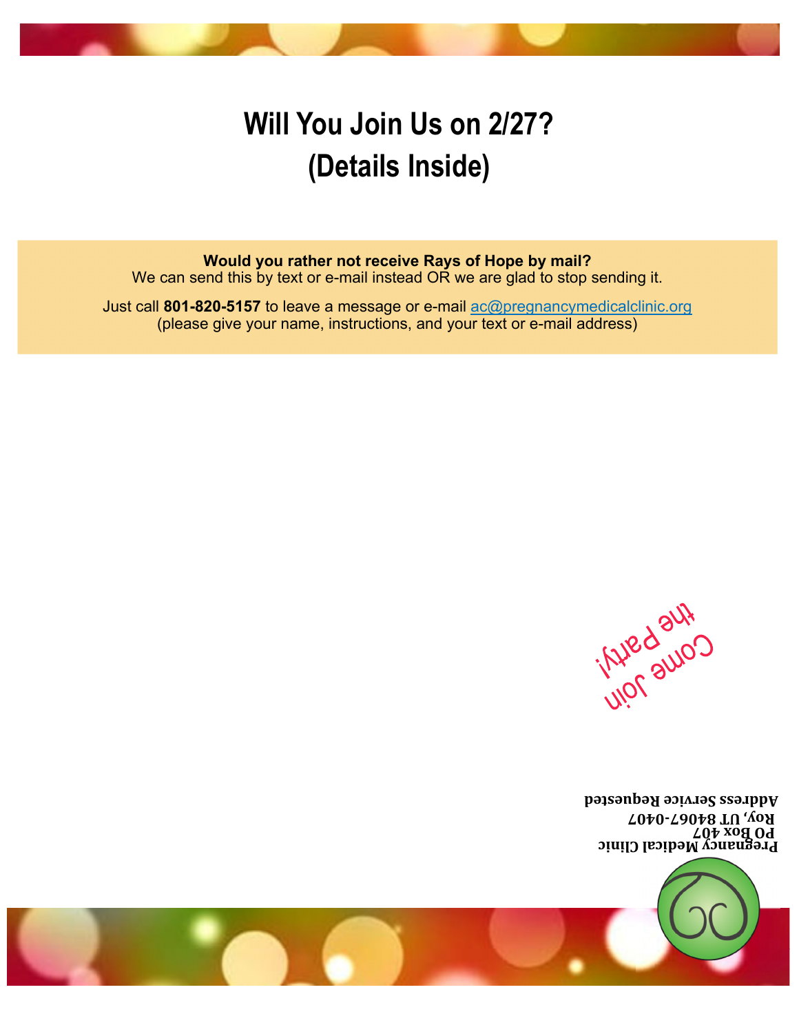# Will You Join Us on 2/27?
# (Details Inside)

**Would you rather not receive Rays of Hope by mail?**
We can send this by text or e-mail instead OR we are glad to stop sending it.

Just call **801-820-5157** to leave a message or e-mail ac@pregnancymedicalclinic.org
(please give your name, instructions, and your text or e-mail address)

Come Join the Party!

**Pregnancy Medical Clinic**
**PO Box 407**
**Roy, UT 84067-0407**
**Address Service Requested**